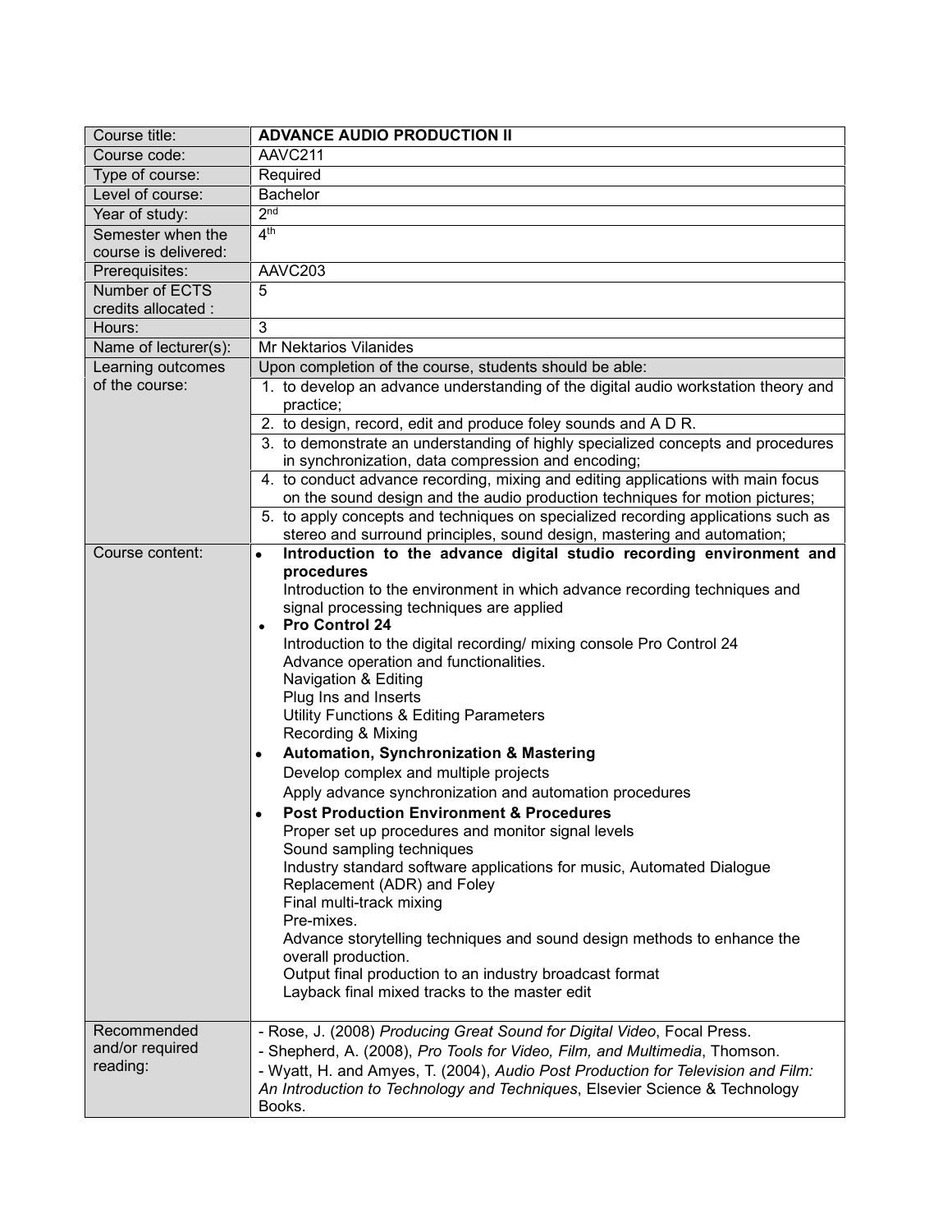| Course title: | **ADVANCE AUDIO PRODUCTION II** |
|---|---|
| Course code: | AAVC211 |
| Type of course: | Required |
| Level of course: | Bachelor |
| Year of study: | 2nd |
| Semester when the course is delivered: | 4th |
| Prerequisites: | AAVC203 |
| Number of ECTS credits allocated : | 5 |
| Hours: | 3 |
| Name of lecturer(s): | Mr Nektarios Vilanides |
| Learning outcomes of the course: | Upon completion of the course, students should be able: |
| | 1. to develop an advance understanding of the digital audio workstation theory and practice; |
| | 2. to design, record, edit and produce foley sounds and A D R. |
| | 3. to demonstrate an understanding of highly specialized concepts and procedures in synchronization, data compression and encoding; |
| | 4. to conduct advance recording, mixing and editing applications with main focus on the sound design and the audio production techniques for motion pictures; |
| | 5. to apply concepts and techniques on specialized recording applications such as stereo and surround principles, sound design, mastering and automation; |
| Course content: | • **Introduction to the advance digital studio recording environment and procedures**<br>Introduction to the environment in which advance recording techniques and signal processing techniques are applied<br>• **Pro Control 24**<br>Introduction to the digital recording/ mixing console Pro Control 24<br>Advance operation and functionalities.<br>Navigation & Editing<br>Plug Ins and Inserts<br>Utility Functions & Editing Parameters<br>Recording & Mixing<br>• **Automation, Synchronization & Mastering**<br>Develop complex and multiple projects<br>Apply advance synchronization and automation procedures<br>• **Post Production Environment & Procedures**<br>Proper set up procedures and monitor signal levels<br>Sound sampling techniques<br>Industry standard software applications for music, Automated Dialogue Replacement (ADR) and Foley<br>Final multi-track mixing<br>Pre-mixes.<br>Advance storytelling techniques and sound design methods to enhance the overall production.<br>Output final production to an industry broadcast format<br>Layback final mixed tracks to the master edit |
| Recommended and/or required reading: | - Rose, J. (2008) *Producing Great Sound for Digital Video*, Focal Press.<br>- Shepherd, A. (2008), *Pro Tools for Video, Film, and Multimedia*, Thomson.<br>- Wyatt, H. and Amyes, T. (2004), *Audio Post Production for Television and Film: An Introduction to Technology and Techniques*, Elsevier Science & Technology Books. |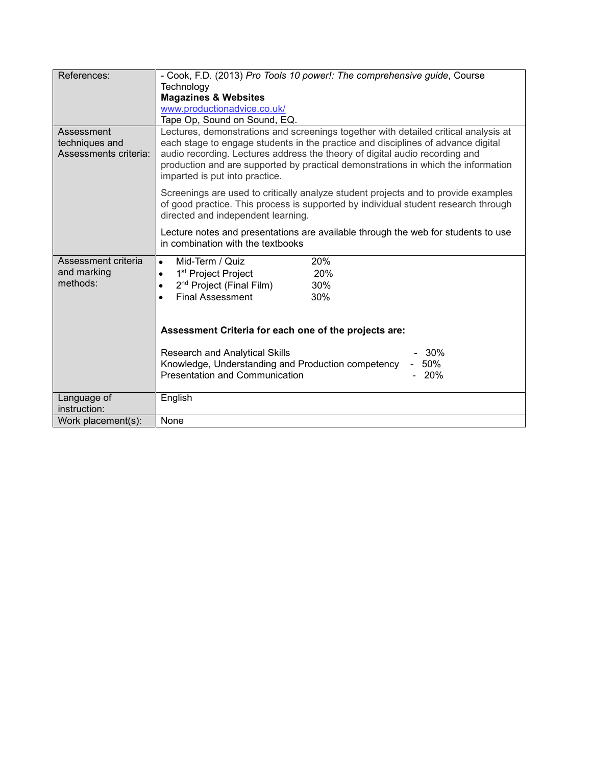| | |
|---|---|
| References: | - Cook, F.D. (2013) *Pro Tools 10 power!: The comprehensive guide*, Course Technology<br>**Magazines & Websites**<br>www.productionadvice.co.uk/<br>Tape Op, Sound on Sound, EQ. |
| Assessment techniques and Assessments criteria: | Lectures, demonstrations and screenings together with detailed critical analysis at each stage to engage students in the practice and disciplines of advance digital audio recording. Lectures address the theory of digital audio recording and production and are supported by practical demonstrations in which the information imparted is put into practice.<br><br>Screenings are used to critically analyze student projects and to provide examples of good practice. This process is supported by individual student research through directed and independent learning.<br><br>Lecture notes and presentations are available through the web for students to use in combination with the textbooks |
| Assessment criteria and marking methods: | • Mid-Term / Quiz 20%<br>• 1st Project Project 20%<br>• 2nd Project (Final Film) 30%<br>• Final Assessment 30%<br><br>**Assessment Criteria for each one of the projects are:**<br><br>Research and Analytical Skills - 30%<br>Knowledge, Understanding and Production competency - 50%<br>Presentation and Communication - 20% |
| Language of instruction: | English |
| Work placement(s): | None |